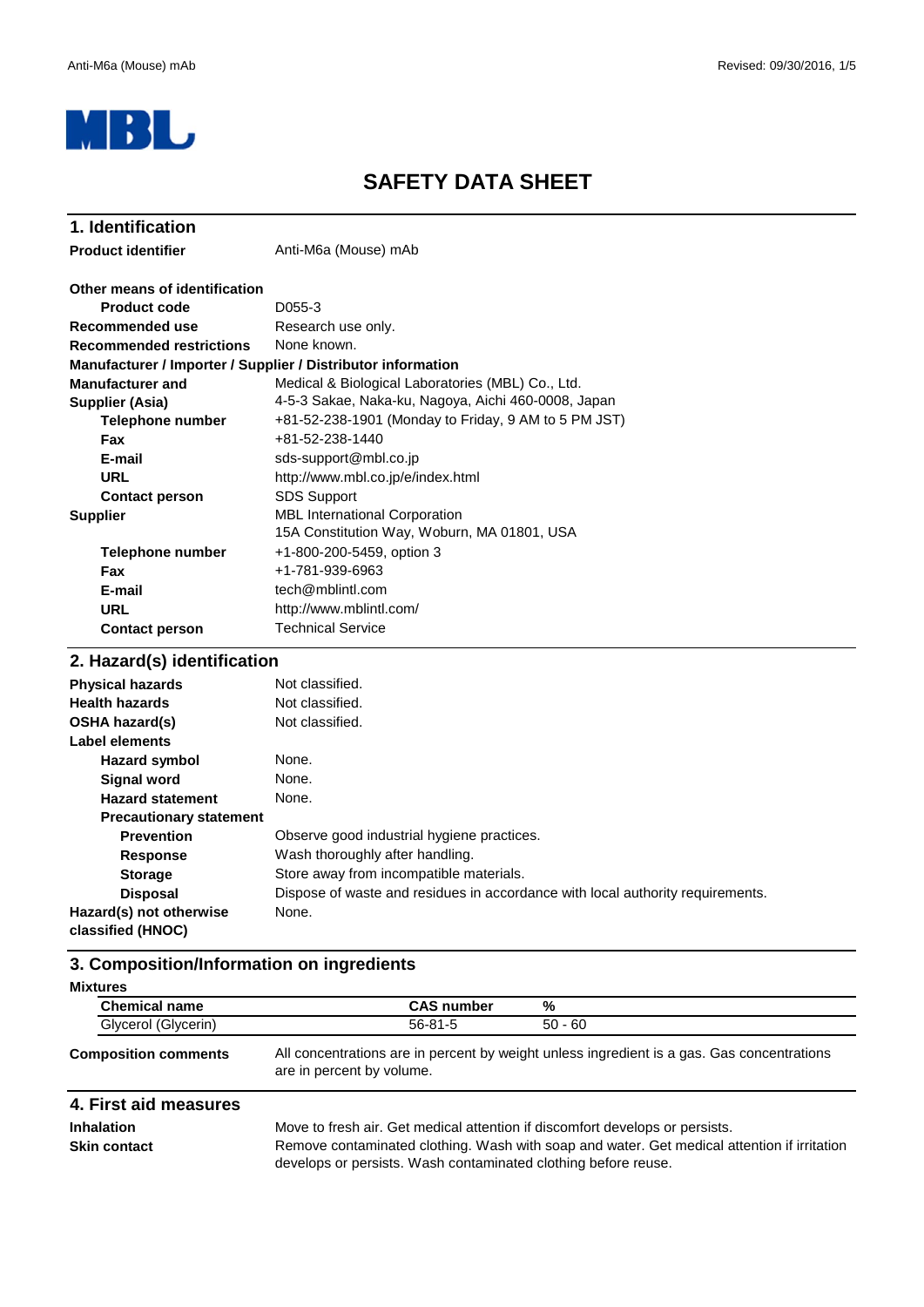MBL

# SAFETY DATA SHEET

## 1. Identification

**Product identifier** Anti-M6a (Mouse) mAb

**Other means of identification**

| | |
|---|---|
| **Product code** | D055-3 |
| **Recommended use** | Research use only. |
| **Recommended restrictions** | None known. |

**Manufacturer / Importer / Supplier / Distributor information**

| | |
|---|---|
| **Manufacturer and Supplier (Asia)** | Medical & Biological Laboratories (MBL) Co., Ltd.<br>4-5-3 Sakae, Naka-ku, Nagoya, Aichi 460-0008, Japan |
| **Telephone number** | +81-52-238-1901 (Monday to Friday, 9 AM to 5 PM JST) |
| **Fax** | +81-52-238-1440 |
| **E-mail** | sds-support@mbl.co.jp |
| **URL** | http://www.mbl.co.jp/e/index.html |
| **Contact person** | SDS Support |
| **Supplier** | MBL International Corporation<br>15A Constitution Way, Woburn, MA 01801, USA |
| **Telephone number** | +1-800-200-5459, option 3 |
| **Fax** | +1-781-939-6963 |
| **E-mail** | tech@mblintl.com |
| **URL** | http://www.mblintl.com/ |
| **Contact person** | Technical Service |

## 2. Hazard(s) identification

| | |
|---|---|
| **Physical hazards** | Not classified. |
| **Health hazards** | Not classified. |
| **OSHA hazard(s)** | Not classified. |

**Label elements**

| | |
|---|---|
| **Hazard symbol** | None. |
| **Signal word** | None. |
| **Hazard statement** | None. |

**Precautionary statement**

| | |
|---|---|
| **Prevention** | Observe good industrial hygiene practices. |
| **Response** | Wash thoroughly after handling. |
| **Storage** | Store away from incompatible materials. |
| **Disposal** | Dispose of waste and residues in accordance with local authority requirements. |
| **Hazard(s) not otherwise classified (HNOC)** | None. |

## 3. Composition/Information on ingredients

**Mixtures**

| Chemical name | CAS number | % |
|---|---|---|
| Glycerol (Glycerin) | 56-81-5 | 50 - 60 |

**Composition comments** All concentrations are in percent by weight unless ingredient is a gas. Gas concentrations are in percent by volume.

## 4. First aid measures

| | |
|---|---|
| **Inhalation** | Move to fresh air. Get medical attention if discomfort develops or persists. |
| **Skin contact** | Remove contaminated clothing. Wash with soap and water. Get medical attention if irritation develops or persists. Wash contaminated clothing before reuse. |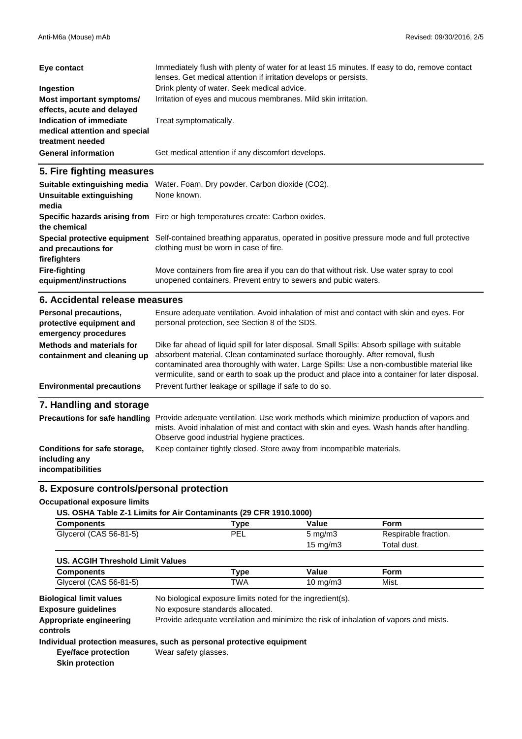| | |
|---|---|
| **Eye contact** | Immediately flush with plenty of water for at least 15 minutes. If easy to do, remove contact lenses. Get medical attention if irritation develops or persists. |
| **Ingestion** | Drink plenty of water. Seek medical advice. |
| **Most important symptoms/ effects, acute and delayed** | Irritation of eyes and mucous membranes. Mild skin irritation. |
| **Indication of immediate medical attention and special treatment needed** | Treat symptomatically. |
| **General information** | Get medical attention if any discomfort develops. |

## 5. Fire fighting measures

| | |
|---|---|
| **Suitable extinguishing media** | Water. Foam. Dry powder. Carbon dioxide ($CO_2$). |
| **Unsuitable extinguishing media** | None known. |
| **Specific hazards arising from the chemical** | Fire or high temperatures create: Carbon oxides. |
| **Special protective equipment and precautions for firefighters** | Self-contained breathing apparatus, operated in positive pressure mode and full protective clothing must be worn in case of fire. |
| **Fire-fighting equipment/instructions** | Move containers from fire area if you can do that without risk. Use water spray to cool unopened containers. Prevent entry to sewers and pubic waters. |

## 6. Accidental release measures

| | |
|---|---|
| **Personal precautions, protective equipment and emergency procedures** | Ensure adequate ventilation. Avoid inhalation of mist and contact with skin and eyes. For personal protection, see Section 8 of the SDS. |
| **Methods and materials for containment and cleaning up** | Dike far ahead of liquid spill for later disposal. Small Spills: Absorb spillage with suitable absorbent material. Clean contaminated surface thoroughly. After removal, flush contaminated area thoroughly with water. Large Spills: Use a non-combustible material like vermiculite, sand or earth to soak up the product and place into a container for later disposal. |
| **Environmental precautions** | Prevent further leakage or spillage if safe to do so. |

## 7. Handling and storage

| | |
|---|---|
| **Precautions for safe handling** | Provide adequate ventilation. Use work methods which minimize production of vapors and mists. Avoid inhalation of mist and contact with skin and eyes. Wash hands after handling. Observe good industrial hygiene practices. |
| **Conditions for safe storage, including any incompatibilities** | Keep container tightly closed. Store away from incompatible materials. |

## 8. Exposure controls/personal protection

**Occupational exposure limits**

**US. OSHA Table Z-1 Limits for Air Contaminants (29 CFR 1910.1000)**

| Components | Type | Value | Form |
|---|---|---|---|
| Glycerol (CAS 56-81-5) | PEL | 5 mg/m3 | Respirable fraction. |
| | | 15 mg/m3 | Total dust. |

**US. ACGIH Threshold Limit Values**

| Components | Type | Value | Form |
|---|---|---|---|
| Glycerol (CAS 56-81-5) | TWA | 10 mg/m3 | Mist. |

| | |
|---|---|
| **Biological limit values** | No biological exposure limits noted for the ingredient(s). |
| **Exposure guidelines** | No exposure standards allocated. |
| **Appropriate engineering controls** | Provide adequate ventilation and minimize the risk of inhalation of vapors and mists. |

**Individual protection measures, such as personal protective equipment**

| | |
|---|---|
| **Eye/face protection** | Wear safety glasses. |
| **Skin protection** | |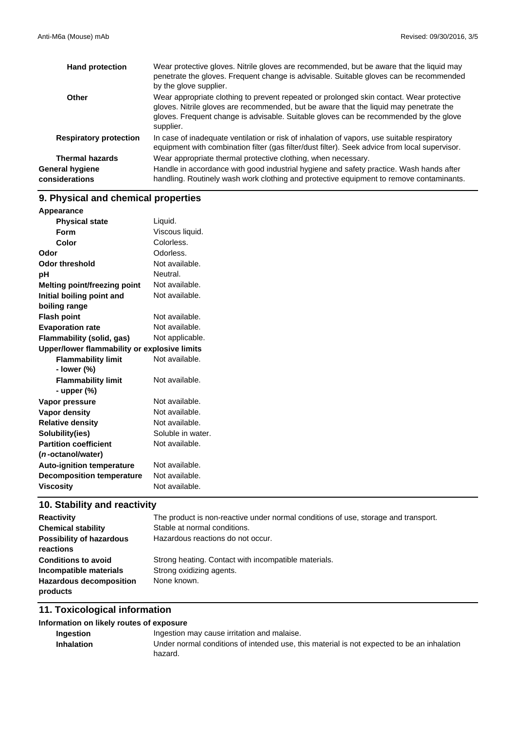| | |
|---|---|
| **Hand protection** | Wear protective gloves. Nitrile gloves are recommended, but be aware that the liquid may penetrate the gloves. Frequent change is advisable. Suitable gloves can be recommended by the glove supplier. |
| **Other** | Wear appropriate clothing to prevent repeated or prolonged skin contact. Wear protective gloves. Nitrile gloves are recommended, but be aware that the liquid may penetrate the gloves. Frequent change is advisable. Suitable gloves can be recommended by the glove supplier. |
| **Respiratory protection** | In case of inadequate ventilation or risk of inhalation of vapors, use suitable respiratory equipment with combination filter (gas filter/dust filter). Seek advice from local supervisor. |
| **Thermal hazards** | Wear appropriate thermal protective clothing, when necessary. |
| **General hygiene considerations** | Handle in accordance with good industrial hygiene and safety practice. Wash hands after handling. Routinely wash work clothing and protective equipment to remove contaminants. |

## 9. Physical and chemical properties

| | |
|---|---|
| **Appearance** | |
| **Physical state** | Liquid. |
| **Form** | Viscous liquid. |
| **Color** | Colorless. |
| **Odor** | Odorless. |
| **Odor threshold** | Not available. |
| **pH** | Neutral. |
| **Melting point/freezing point** | Not available. |
| **Initial boiling point and boiling range** | Not available. |
| **Flash point** | Not available. |
| **Evaporation rate** | Not available. |
| **Flammability (solid, gas)** | Not applicable. |
| **Upper/lower flammability or explosive limits** | |
| **Flammability limit - lower (%)** | Not available. |
| **Flammability limit - upper (%)** | Not available. |
| **Vapor pressure** | Not available. |
| **Vapor density** | Not available. |
| **Relative density** | Not available. |
| **Solubility(ies)** | Soluble in water. |
| **Partition coefficient (*n*-octanol/water)** | Not available. |
| **Auto-ignition temperature** | Not available. |
| **Decomposition temperature** | Not available. |
| **Viscosity** | Not available. |

## 10. Stability and reactivity

| | |
|---|---|
| **Reactivity** | The product is non-reactive under normal conditions of use, storage and transport. |
| **Chemical stability** | Stable at normal conditions. |
| **Possibility of hazardous reactions** | Hazardous reactions do not occur. |
| **Conditions to avoid** | Strong heating. Contact with incompatible materials. |
| **Incompatible materials** | Strong oxidizing agents. |
| **Hazardous decomposition products** | None known. |

## 11. Toxicological information

**Information on likely routes of exposure**

| | |
|---|---|
| **Ingestion** | Ingestion may cause irritation and malaise. |
| **Inhalation** | Under normal conditions of intended use, this material is not expected to be an inhalation hazard. |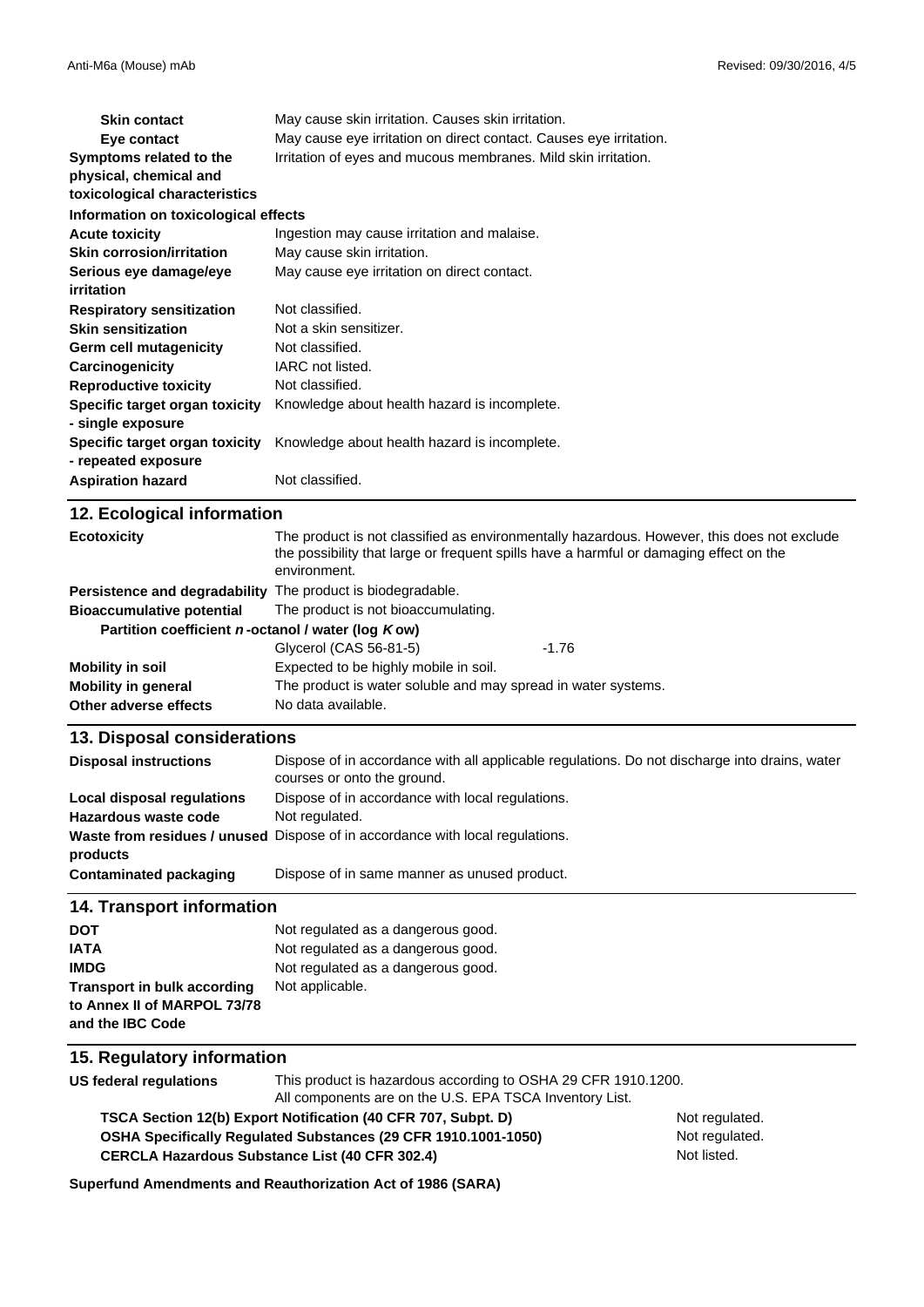| | |
|---|---|
| **Skin contact** | May cause skin irritation. Causes skin irritation. |
| **Eye contact** | May cause eye irritation on direct contact. Causes eye irritation. |
| **Symptoms related to the physical, chemical and toxicological characteristics** | Irritation of eyes and mucous membranes. Mild skin irritation. |

**Information on toxicological effects**

| | |
|---|---|
| **Acute toxicity** | Ingestion may cause irritation and malaise. |
| **Skin corrosion/irritation** | May cause skin irritation. |
| **Serious eye damage/eye irritation** | May cause eye irritation on direct contact. |
| **Respiratory sensitization** | Not classified. |
| **Skin sensitization** | Not a skin sensitizer. |
| **Germ cell mutagenicity** | Not classified. |
| **Carcinogenicity** | IARC not listed. |
| **Reproductive toxicity** | Not classified. |
| **Specific target organ toxicity - single exposure** | Knowledge about health hazard is incomplete. |
| **Specific target organ toxicity - repeated exposure** | Knowledge about health hazard is incomplete. |
| **Aspiration hazard** | Not classified. |

## 12. Ecological information

| | |
|---|---|
| **Ecotoxicity** | The product is not classified as environmentally hazardous. However, this does not exclude the possibility that large or frequent spills have a harmful or damaging effect on the environment. |
| **Persistence and degradability** | The product is biodegradable. |
| **Bioaccumulative potential** | The product is not bioaccumulating. |

**Partition coefficient *n*-octanol / water (log *K* ow)**

| | |
|---|---|
| Glycerol (CAS 56-81-5) | -1.76 |

| | |
|---|---|
| **Mobility in soil** | Expected to be highly mobile in soil. |
| **Mobility in general** | The product is water soluble and may spread in water systems. |
| **Other adverse effects** | No data available. |

## 13. Disposal considerations

| | |
|---|---|
| **Disposal instructions** | Dispose of in accordance with all applicable regulations. Do not discharge into drains, water courses or onto the ground. |
| **Local disposal regulations** | Dispose of in accordance with local regulations. |
| **Hazardous waste code** | Not regulated. |
| **Waste from residues / unused products** | Dispose of in accordance with local regulations. |
| **Contaminated packaging** | Dispose of in same manner as unused product. |

## 14. Transport information

| | |
|---|---|
| **DOT** | Not regulated as a dangerous good. |
| **IATA** | Not regulated as a dangerous good. |
| **IMDG** | Not regulated as a dangerous good. |
| **Transport in bulk according to Annex II of MARPOL 73/78 and the IBC Code** | Not applicable. |

## 15. Regulatory information

**US federal regulations** This product is hazardous according to OSHA 29 CFR 1910.1200.
All components are on the U.S. EPA TSCA Inventory List.

| | |
|---|---|
| **TSCA Section 12(b) Export Notification (40 CFR 707, Subpt. D)** | Not regulated. |
| **OSHA Specifically Regulated Substances (29 CFR 1910.1001-1050)** | Not regulated. |
| **CERCLA Hazardous Substance List (40 CFR 302.4)** | Not listed. |

**Superfund Amendments and Reauthorization Act of 1986 (SARA)**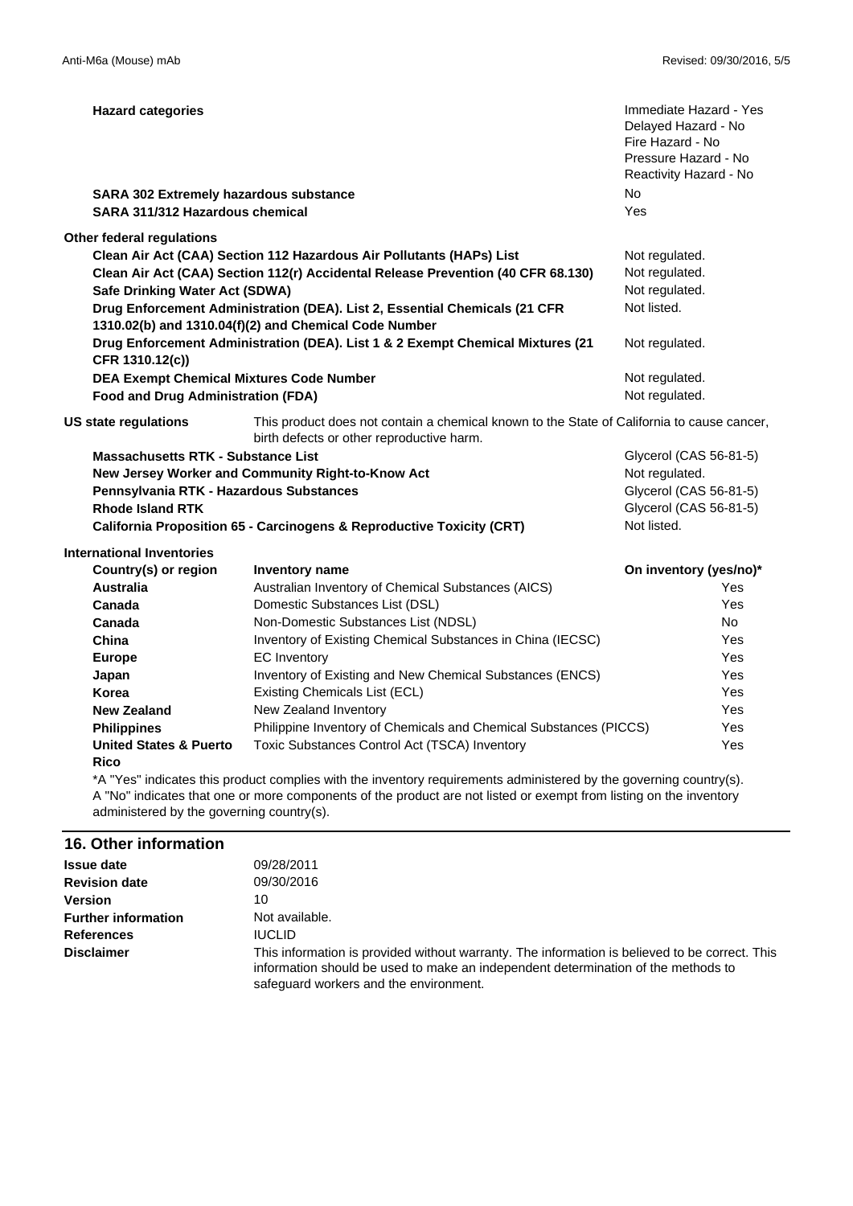**Hazard categories**

Immediate Hazard - Yes
Delayed Hazard - No
Fire Hazard - No
Pressure Hazard - No
Reactivity Hazard - No

| | |
|---|---|
| **SARA 302 Extremely hazardous substance** | No |
| **SARA 311/312 Hazardous chemical** | Yes |

**Other federal regulations**

| | |
|---|---|
| **Clean Air Act (CAA) Section 112 Hazardous Air Pollutants (HAPs) List** | Not regulated. |
| **Clean Air Act (CAA) Section 112(r) Accidental Release Prevention (40 CFR 68.130)** | Not regulated. |
| **Safe Drinking Water Act (SDWA)** | Not regulated. |
| **Drug Enforcement Administration (DEA). List 2, Essential Chemicals (21 CFR 1310.02(b) and 1310.04(f)(2) and Chemical Code Number** | Not listed. |
| **Drug Enforcement Administration (DEA). List 1 & 2 Exempt Chemical Mixtures (21 CFR 1310.12(c))** | Not regulated. |
| **DEA Exempt Chemical Mixtures Code Number** | Not regulated. |
| **Food and Drug Administration (FDA)** | Not regulated. |

**US state regulations** This product does not contain a chemical known to the State of California to cause cancer, birth defects or other reproductive harm.

| | |
|---|---|
| **Massachusetts RTK - Substance List** | Glycerol (CAS 56-81-5) |
| **New Jersey Worker and Community Right-to-Know Act** | Not regulated. |
| **Pennsylvania RTK - Hazardous Substances** | Glycerol (CAS 56-81-5) |
| **Rhode Island RTK** | Glycerol (CAS 56-81-5) |
| **California Proposition 65 - Carcinogens & Reproductive Toxicity (CRT)** | Not listed. |

**International Inventories**

| Country(s) or region | Inventory name | On inventory (yes/no)* |
|---|---|---|
| **Australia** | Australian Inventory of Chemical Substances (AICS) | Yes |
| **Canada** | Domestic Substances List (DSL) | Yes |
| **Canada** | Non-Domestic Substances List (NDSL) | No |
| **China** | Inventory of Existing Chemical Substances in China (IECSC) | Yes |
| **Europe** | EC Inventory | Yes |
| **Japan** | Inventory of Existing and New Chemical Substances (ENCS) | Yes |
| **Korea** | Existing Chemicals List (ECL) | Yes |
| **New Zealand** | New Zealand Inventory | Yes |
| **Philippines** | Philippine Inventory of Chemicals and Chemical Substances (PICCS) | Yes |
| **United States & Puerto Rico** | Toxic Substances Control Act (TSCA) Inventory | Yes |

*A "Yes" indicates this product complies with the inventory requirements administered by the governing country(s).
A "No" indicates that one or more components of the product are not listed or exempt from listing on the inventory administered by the governing country(s).

## 16. Other information

| | |
|---|---|
| **Issue date** | 09/28/2011 |
| **Revision date** | 09/30/2016 |
| **Version** | 10 |
| **Further information** | Not available. |
| **References** | IUCLID |
| **Disclaimer** | This information is provided without warranty. The information is believed to be correct. This information should be used to make an independent determination of the methods to safeguard workers and the environment. |